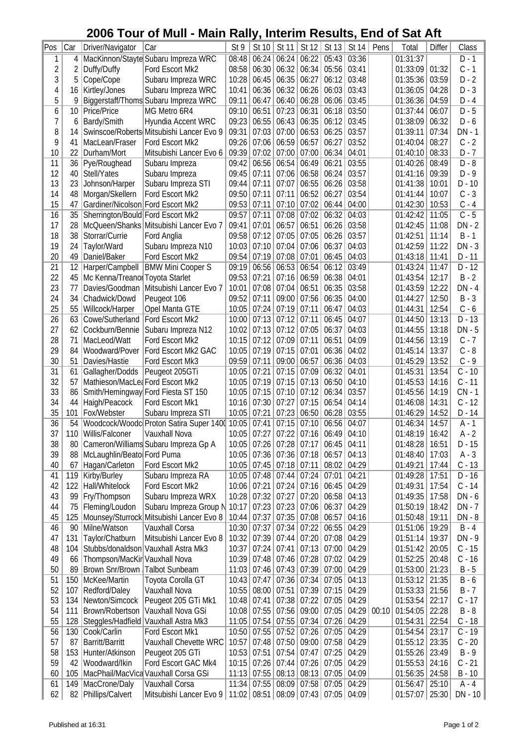# 2006 Tour of Mull - Main Rally, Interim Results, End of Sat Aft

| Pos | Car | Driver/Navigator | Car | St 9 | St 10 | St 11 | St 12 | St 13 | St 14 | Pens | Total | Differ | Class |
|---|---|---|---|---|---|---|---|---|---|---|---|---|---|
| 1 | 4 | MacKinnon/Stayte | Subaru Impreza WRC | 08:48 | 06:24 | 06:24 | 06:22 | 05:43 | 03:36 | | 01:31:37 | | D - 1 |
| 2 | 2 | Duffy/Duffy | Ford Escort Mk2 | 08:58 | 06:30 | 06:32 | 06:34 | 05:56 | 03:41 | | 01:33:09 | 01:32 | C - 1 |
| 3 | 5 | Cope/Cope | Subaru Impreza WRC | 10:28 | 06:45 | 06:35 | 06:27 | 06:12 | 03:48 | | 01:35:36 | 03:59 | D - 2 |
| 4 | 16 | Kirtley/Jones | Subaru Impreza WRC | 10:41 | 06:36 | 06:32 | 06:26 | 06:03 | 03:43 | | 01:36:05 | 04:28 | D - 3 |
| 5 | 9 | Biggerstaff/Thoms | Subaru Impreza WRC | 09:11 | 06:47 | 06:40 | 06:28 | 06:06 | 03:45 | | 01:36:36 | 04:59 | D - 4 |
| 6 | 10 | Price/Price | MG Metro 6R4 | 09:10 | 06:51 | 07:23 | 06:31 | 06:18 | 03:50 | | 01:37:44 | 06:07 | D - 5 |
| 7 | 6 | Bardy/Smith | Hyundia Accent WRC | 09:23 | 06:55 | 06:43 | 06:35 | 06:12 | 03:45 | | 01:38:09 | 06:32 | D - 6 |
| 8 | 14 | Swinscoe/Roberts | Mitsubishi Lancer Evo 9 | 09:31 | 07:03 | 07:00 | 06:53 | 06:25 | 03:57 | | 01:39:11 | 07:34 | DN - 1 |
| 9 | 41 | MacLean/Fraser | Ford Escort Mk2 | 09:26 | 07:06 | 06:59 | 06:57 | 06:27 | 03:52 | | 01:40:04 | 08:27 | C - 2 |
| 10 | 22 | Durham/Mort | Mitsubishi Lancer Evo 6 | 09:39 | 07:02 | 07:00 | 07:00 | 06:34 | 04:01 | | 01:40:10 | 08:33 | D - 7 |
| 11 | 36 | Pye/Roughead | Subaru Impreza | 09:42 | 06:56 | 06:54 | 06:49 | 06:21 | 03:55 | | 01:40:26 | 08:49 | D - 8 |
| 12 | 40 | Stell/Yates | Subaru Impreza | 09:45 | 07:11 | 07:06 | 06:58 | 06:24 | 03:57 | | 01:41:16 | 09:39 | D - 9 |
| 13 | 23 | Johnson/Harper | Subaru Impreza STI | 09:44 | 07:11 | 07:07 | 06:55 | 06:26 | 03:58 | | 01:41:38 | 10:01 | D - 10 |
| 14 | 48 | Morgan/Skellern | Ford Escort Mk2 | 09:50 | 07:11 | 07:11 | 06:52 | 06:27 | 03:54 | | 01:41:44 | 10:07 | C - 3 |
| 15 | 47 | Gardiner/Nicolson | Ford Escort Mk2 | 09:53 | 07:11 | 07:10 | 07:02 | 06:44 | 04:00 | | 01:42:30 | 10:53 | C - 4 |
| 16 | 35 | Sherrington/Bould | Ford Escort Mk2 | 09:57 | 07:11 | 07:08 | 07:02 | 06:32 | 04:03 | | 01:42:42 | 11:05 | C - 5 |
| 17 | 28 | McQueen/Shanks | Mitsubishi Lancer Evo 7 | 09:41 | 07:01 | 06:57 | 06:51 | 06:26 | 03:58 | | 01:42:45 | 11:08 | DN - 2 |
| 18 | 38 | Storrar/Currie | Ford Anglia | 09:58 | 07:12 | 07:05 | 07:05 | 06:26 | 03:57 | | 01:42:51 | 11:14 | B - 1 |
| 19 | 24 | Taylor/Ward | Subaru Impreza N10 | 10:03 | 07:10 | 07:04 | 07:06 | 06:37 | 04:03 | | 01:42:59 | 11:22 | DN - 3 |
| 20 | 49 | Daniel/Baker | Ford Escort Mk2 | 09:54 | 07:19 | 07:08 | 07:01 | 06:45 | 04:03 | | 01:43:18 | 11:41 | D - 11 |
| 21 | 12 | Harper/Campbell | BMW Mini Cooper S | 09:19 | 06:56 | 06:53 | 06:54 | 06:12 | 03:49 | | 01:43:24 | 11:47 | D - 12 |
| 22 | 45 | Mc Kenna/Treanor | Toyota Starlet | 09:53 | 07:21 | 07:16 | 06:59 | 06:38 | 04:01 | | 01:43:54 | 12:17 | B - 2 |
| 23 | 77 | Davies/Goodman | Mitsubishi Lancer Evo 7 | 10:01 | 07:08 | 07:04 | 06:51 | 06:35 | 03:58 | | 01:43:59 | 12:22 | DN - 4 |
| 24 | 34 | Chadwick/Dowd | Peugeot 106 | 09:52 | 07:11 | 09:00 | 07:56 | 06:35 | 04:00 | | 01:44:27 | 12:50 | B - 3 |
| 25 | 55 | Willcock/Harper | Opel Manta GTE | 10:05 | 07:24 | 07:19 | 07:11 | 06:47 | 04:03 | | 01:44:31 | 12:54 | C - 6 |
| 26 | 63 | Cowe/Sutherland | Ford Escort Mk2 | 10:00 | 07:13 | 07:12 | 07:11 | 06:45 | 04:07 | | 01:44:50 | 13:13 | D - 13 |
| 27 | 62 | Cockburn/Bennie | Subaru Impreza N12 | 10:02 | 07:13 | 07:12 | 07:05 | 06:37 | 04:03 | | 01:44:55 | 13:18 | DN - 5 |
| 28 | 71 | MacLeod/Watt | Ford Escort Mk2 | 10:15 | 07:12 | 07:09 | 07:11 | 06:51 | 04:09 | | 01:44:56 | 13:19 | C - 7 |
| 29 | 84 | Woodward/Pover | Ford Escort Mk2 GAC | 10:05 | 07:19 | 07:15 | 07:01 | 06:36 | 04:02 | | 01:45:14 | 13:37 | C - 8 |
| 30 | 51 | Davies/Hastie | Ford Escort Mk3 | 09:59 | 07:11 | 09:00 | 06:57 | 06:36 | 04:03 | | 01:45:29 | 13:52 | C - 9 |
| 31 | 61 | Gallagher/Dodds | Peugeot 205GTi | 10:05 | 07:21 | 07:15 | 07:09 | 06:32 | 04:01 | | 01:45:31 | 13:54 | C - 10 |
| 32 | 57 | Mathieson/MacLea | Ford Escort Mk2 | 10:05 | 07:19 | 07:15 | 07:13 | 06:50 | 04:10 | | 01:45:53 | 14:16 | C - 11 |
| 33 | 86 | Smith/Hemingway | Ford Fiesta ST 150 | 10:05 | 07:15 | 07:10 | 07:12 | 06:34 | 03:57 | | 01:45:56 | 14:19 | CN - 1 |
| 34 | 44 | Haigh/Peacock | Ford Escort Mk1 | 10:16 | 07:30 | 07:27 | 07:15 | 06:54 | 04:14 | | 01:46:08 | 14:31 | C - 12 |
| 35 | 101 | Fox/Webster | Subaru Impreza STI | 10:05 | 07:21 | 07:23 | 06:50 | 06:28 | 03:55 | | 01:46:29 | 14:52 | D - 14 |
| 36 | 54 | Woodcock/Woodc | Proton Satira Super 1400 | 10:05 | 07:41 | 07:15 | 07:10 | 06:56 | 04:07 | | 01:46:34 | 14:57 | A - 1 |
| 37 | 110 | Willis/Falconer | Vauxhall Nova | 10:05 | 07:27 | 07:22 | 07:16 | 06:49 | 04:10 | | 01:48:19 | 16:42 | A - 2 |
| 38 | 80 | Cameron/Williams | Subaru Impreza Gp A | 10:05 | 07:26 | 07:28 | 07:17 | 06:45 | 04:11 | | 01:48:28 | 16:51 | D - 15 |
| 39 | 88 | McLaughlin/Beato | Ford Puma | 10:05 | 07:36 | 07:36 | 07:18 | 06:57 | 04:13 | | 01:48:40 | 17:03 | A - 3 |
| 40 | 67 | Hagan/Carleton | Ford Escort Mk2 | 10:05 | 07:45 | 07:18 | 07:11 | 08:02 | 04:29 | | 01:49:21 | 17:44 | C - 13 |
| 41 | 119 | Kirby/Burley | Subaru Impreza RA | 10:05 | 07:48 | 07:44 | 07:24 | 07:01 | 04:21 | | 01:49:28 | 17:51 | D - 16 |
| 42 | 122 | Hall/Whitelock | Ford Escort Mk2 | 10:06 | 07:21 | 07:24 | 07:16 | 06:45 | 04:29 | | 01:49:31 | 17:54 | C - 14 |
| 43 | 99 | Fry/Thompson | Subaru Impreza WRX | 10:28 | 07:32 | 07:27 | 07:20 | 06:58 | 04:13 | | 01:49:35 | 17:58 | DN - 6 |
| 44 | 75 | Fleming/Loudon | Subaru Impreza Group N | 10:17 | 07:23 | 07:23 | 07:06 | 06:37 | 04:29 | | 01:50:19 | 18:42 | DN - 7 |
| 45 | 125 | Mounsey/Sturrock | Mitsubishi Lancer Evo 8 | 10:44 | 07:37 | 07:35 | 07:08 | 06:57 | 04:16 | | 01:50:48 | 19:11 | DN - 8 |
| 46 | 90 | Milne/Watson | Vauxhall Corsa | 10:30 | 07:37 | 07:34 | 07:22 | 06:55 | 04:29 | | 01:51:06 | 19:29 | B - 4 |
| 47 | 131 | Taylor/Chatburn | Mitsubishi Lancer Evo 8 | 10:32 | 07:39 | 07:44 | 07:20 | 07:08 | 04:29 | | 01:51:14 | 19:37 | DN - 9 |
| 48 | 104 | Stubbs/donaldson | Vauxhall Astra Mk3 | 10:37 | 07:24 | 07:41 | 07:13 | 07:00 | 04:29 | | 01:51:42 | 20:05 | C - 15 |
| 49 | 66 | Thompson/MacKin | Vauxhall Nova | 10:39 | 07:48 | 07:46 | 07:28 | 07:02 | 04:29 | | 01:52:25 | 20:48 | C - 16 |
| 50 | 89 | Brown Snr/Brown | Talbot Sunbeam | 11:03 | 07:46 | 07:43 | 07:39 | 07:00 | 04:29 | | 01:53:00 | 21:23 | B - 5 |
| 51 | 150 | McKee/Martin | Toyota Corolla GT | 10:43 | 07:47 | 07:36 | 07:34 | 07:05 | 04:13 | | 01:53:12 | 21:35 | B - 6 |
| 52 | 107 | Redford/Daley | Vauxhall Nova | 10:55 | 08:00 | 07:51 | 07:39 | 07:15 | 04:29 | | 01:53:33 | 21:56 | B - 7 |
| 53 | 134 | Newton/Simcock | Peugeot 205 GTi Mk1 | 10:48 | 07:41 | 07:38 | 07:22 | 07:05 | 04:29 | | 01:53:54 | 22:17 | C - 17 |
| 54 | 111 | Brown/Robertson | Vauxhall Nova GSi | 10:08 | 07:55 | 07:56 | 09:00 | 07:05 | 04:29 | 00:10 | 01:54:05 | 22:28 | B - 8 |
| 55 | 128 | Steggles/Hadfield | Vauxhall Astra Mk3 | 11:05 | 07:54 | 07:55 | 07:34 | 07:26 | 04:29 | | 01:54:31 | 22:54 | C - 18 |
| 56 | 130 | Cook/Carlin | Ford Escort Mk1 | 10:50 | 07:55 | 07:52 | 07:26 | 07:05 | 04:29 | | 01:54:54 | 23:17 | C - 19 |
| 57 | 87 | Barritt/Barritt | Vauxhall Chevette WRC | 10:57 | 07:48 | 07:50 | 09:00 | 07:58 | 04:29 | | 01:55:12 | 23:35 | C - 20 |
| 58 | 153 | Hunter/Atkinson | Peugeot 205 GTi | 10:53 | 07:51 | 07:54 | 07:47 | 07:25 | 04:29 | | 01:55:26 | 23:49 | B - 9 |
| 59 | 42 | Woodward/Ikin | Ford Escort GAC Mk4 | 10:15 | 07:26 | 07:44 | 07:26 | 07:05 | 04:29 | | 01:55:53 | 24:16 | C - 21 |
| 60 | 105 | MacPhail/MacVica | Vauxhall Corsa GSi | 11:13 | 07:55 | 08:13 | 08:13 | 07:05 | 04:09 | | 01:56:35 | 24:58 | B - 10 |
| 61 | 149 | MacCrone/Daly | Vauxhall Corsa | 11:34 | 07:55 | 08:09 | 07:58 | 07:05 | 04:29 | | 01:56:47 | 25:10 | A - 4 |
| 62 | 82 | Phillips/Calvert | Mitsubishi Lancer Evo 9 | 11:02 | 08:51 | 08:09 | 07:43 | 07:05 | 04:09 | | 01:57:07 | 25:30 | DN - 10 |

Published at 16:31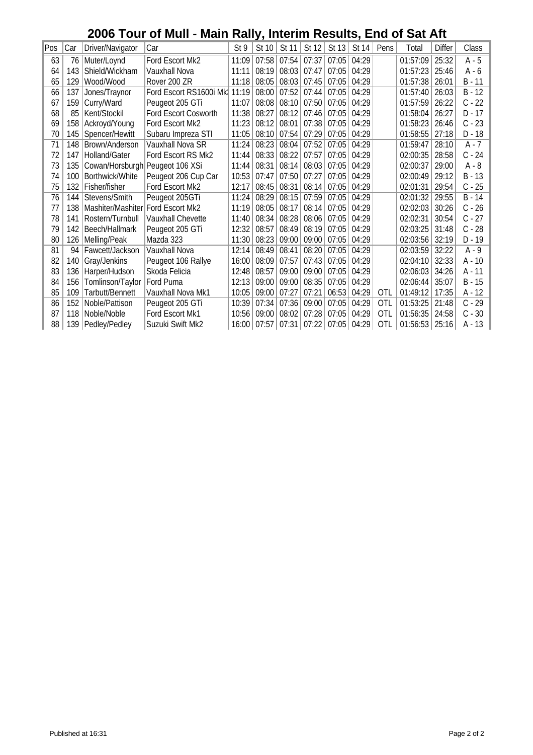# 2006 Tour of Mull - Main Rally, Interim Results, End of Sat Aft

| Pos | Car | Driver/Navigator | Car | St 9 | St 10 | St 11 | St 12 | St 13 | St 14 | Pens | Total | Differ | Class |
|---|---|---|---|---|---|---|---|---|---|---|---|---|---|
| 63 | 76 | Muter/Loynd | Ford Escort Mk2 | 11:09 | 07:58 | 07:54 | 07:37 | 07:05 | 04:29 | | 01:57:09 | 25:32 | A - 5 |
| 64 | 143 | Shield/Wickham | Vauxhall Nova | 11:11 | 08:19 | 08:03 | 07:47 | 07:05 | 04:29 | | 01:57:23 | 25:46 | A - 6 |
| 65 | 129 | Wood/Wood | Rover 200 ZR | 11:18 | 08:05 | 08:03 | 07:45 | 07:05 | 04:29 | | 01:57:38 | 26:01 | B - 11 |
| 66 | 137 | Jones/Traynor | Ford Escort RS1600i Mk | 11:19 | 08:00 | 07:52 | 07:44 | 07:05 | 04:29 | | 01:57:40 | 26:03 | B - 12 |
| 67 | 159 | Curry/Ward | Peugeot 205 GTi | 11:07 | 08:08 | 08:10 | 07:50 | 07:05 | 04:29 | | 01:57:59 | 26:22 | C - 22 |
| 68 | 85 | Kent/Stockil | Ford Escort Cosworth | 11:38 | 08:27 | 08:12 | 07:46 | 07:05 | 04:29 | | 01:58:04 | 26:27 | D - 17 |
| 69 | 158 | Ackroyd/Young | Ford Escort Mk2 | 11:23 | 08:12 | 08:01 | 07:38 | 07:05 | 04:29 | | 01:58:23 | 26:46 | C - 23 |
| 70 | 145 | Spencer/Hewitt | Subaru Impreza STI | 11:05 | 08:10 | 07:54 | 07:29 | 07:05 | 04:29 | | 01:58:55 | 27:18 | D - 18 |
| 71 | 148 | Brown/Anderson | Vauxhall Nova SR | 11:24 | 08:23 | 08:04 | 07:52 | 07:05 | 04:29 | | 01:59:47 | 28:10 | A - 7 |
| 72 | 147 | Holland/Gater | Ford Escort RS Mk2 | 11:44 | 08:33 | 08:22 | 07:57 | 07:05 | 04:29 | | 02:00:35 | 28:58 | C - 24 |
| 73 | 135 | Cowan/Horsburgh | Peugeot 106 XSi | 11:44 | 08:31 | 08:14 | 08:03 | 07:05 | 04:29 | | 02:00:37 | 29:00 | A - 8 |
| 74 | 100 | Borthwick/White | Peugeot 206 Cup Car | 10:53 | 07:47 | 07:50 | 07:27 | 07:05 | 04:29 | | 02:00:49 | 29:12 | B - 13 |
| 75 | 132 | Fisher/fisher | Ford Escort Mk2 | 12:17 | 08:45 | 08:31 | 08:14 | 07:05 | 04:29 | | 02:01:31 | 29:54 | C - 25 |
| 76 | 144 | Stevens/Smith | Peugeot 205GTi | 11:24 | 08:29 | 08:15 | 07:59 | 07:05 | 04:29 | | 02:01:32 | 29:55 | B - 14 |
| 77 | 138 | Mashiter/Mashiter | Ford Escort Mk2 | 11:19 | 08:05 | 08:17 | 08:14 | 07:05 | 04:29 | | 02:02:03 | 30:26 | C - 26 |
| 78 | 141 | Rostern/Turnbull | Vauxhall Chevette | 11:40 | 08:34 | 08:28 | 08:06 | 07:05 | 04:29 | | 02:02:31 | 30:54 | C - 27 |
| 79 | 142 | Beech/Hallmark | Peugeot 205 GTi | 12:32 | 08:57 | 08:49 | 08:19 | 07:05 | 04:29 | | 02:03:25 | 31:48 | C - 28 |
| 80 | 126 | Melling/Peak | Mazda 323 | 11:30 | 08:23 | 09:00 | 09:00 | 07:05 | 04:29 | | 02:03:56 | 32:19 | D - 19 |
| 81 | 94 | Fawcett/Jackson | Vauxhall Nova | 12:14 | 08:49 | 08:41 | 08:20 | 07:05 | 04:29 | | 02:03:59 | 32:22 | A - 9 |
| 82 | 140 | Gray/Jenkins | Peugeot 106 Rallye | 16:00 | 08:09 | 07:57 | 07:43 | 07:05 | 04:29 | | 02:04:10 | 32:33 | A - 10 |
| 83 | 136 | Harper/Hudson | Skoda Felicia | 12:48 | 08:57 | 09:00 | 09:00 | 07:05 | 04:29 | | 02:06:03 | 34:26 | A - 11 |
| 84 | 156 | Tomlinson/Taylor | Ford Puma | 12:13 | 09:00 | 09:00 | 08:35 | 07:05 | 04:29 | | 02:06:44 | 35:07 | B - 15 |
| 85 | 109 | Tarbutt/Bennett | Vauxhall Nova Mk1 | 10:05 | 09:00 | 07:27 | 07:21 | 06:53 | 04:29 | OTL | 01:49:12 | 17:35 | A - 12 |
| 86 | 152 | Noble/Pattison | Peugeot 205 GTi | 10:39 | 07:34 | 07:36 | 09:00 | 07:05 | 04:29 | OTL | 01:53:25 | 21:48 | C - 29 |
| 87 | 118 | Noble/Noble | Ford Escort Mk1 | 10:56 | 09:00 | 08:02 | 07:28 | 07:05 | 04:29 | OTL | 01:56:35 | 24:58 | C - 30 |
| 88 | 139 | Pedley/Pedley | Suzuki Swift Mk2 | 16:00 | 07:57 | 07:31 | 07:22 | 07:05 | 04:29 | OTL | 01:56:53 | 25:16 | A - 13 |

Published at 16:31